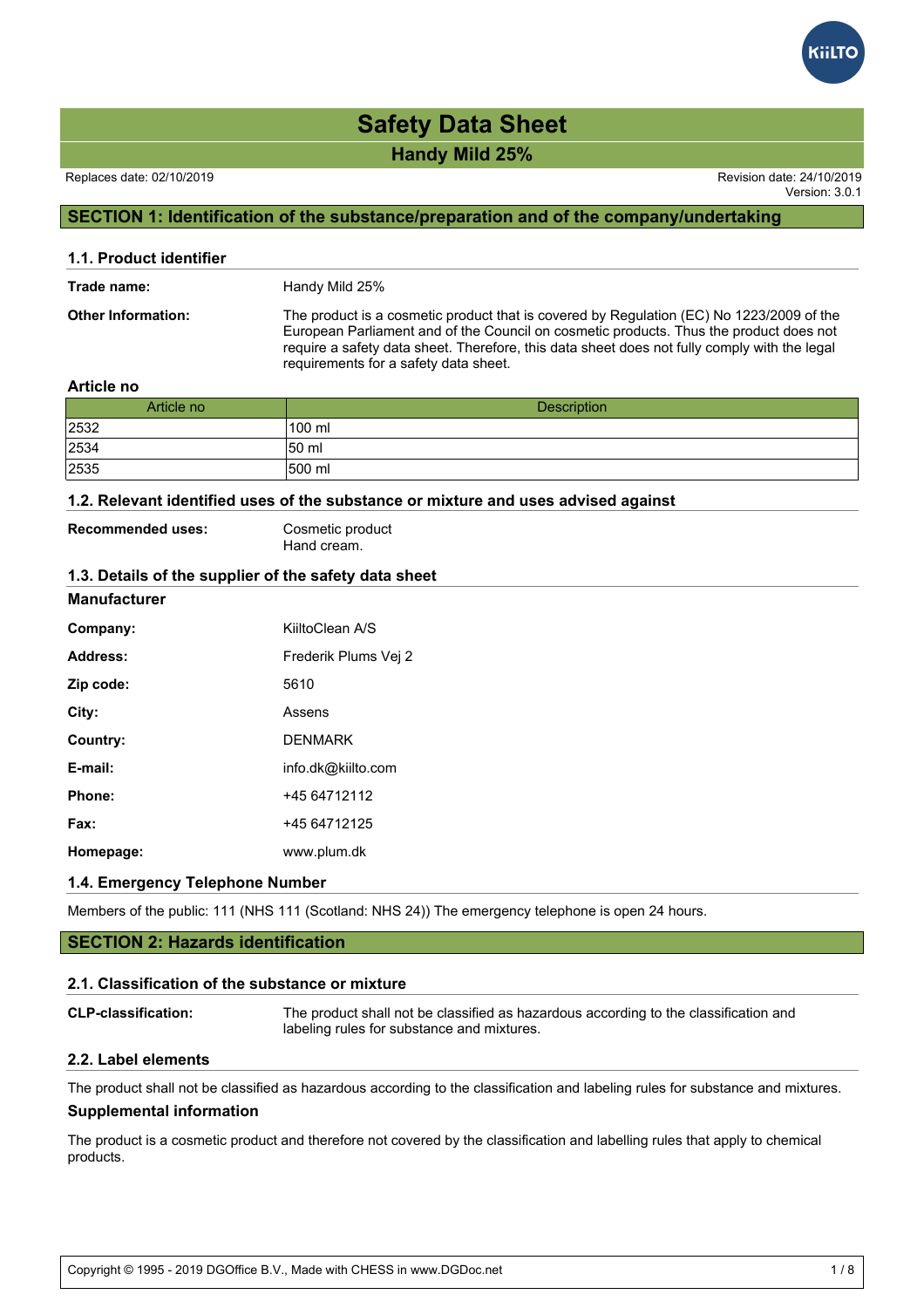# Safety Data Sheet

## Handy Mild 25%

Replaces date: 02/10/2019

Revision date: 24/10/2019
Version: 3.0.1

## SECTION 1: Identification of the substance/preparation and of the company/undertaking

### 1.1. Product identifier

**Trade name:** Handy Mild 25%

**Other Information:** The product is a cosmetic product that is covered by Regulation (EC) No 1223/2009 of the European Parliament and of the Council on cosmetic products. Thus the product does not require a safety data sheet. Therefore, this data sheet does not fully comply with the legal requirements for a safety data sheet.

**Article no**

| Article no | Description |
|---|---|
| 2532 | 100 ml |
| 2534 | 50 ml |
| 2535 | 500 ml |

### 1.2. Relevant identified uses of the substance or mixture and uses advised against

**Recommended uses:** Cosmetic product
Hand cream.

### 1.3. Details of the supplier of the safety data sheet

**Manufacturer**

**Company:** KiiltoClean A/S

**Address:** Frederik Plums Vej 2

**Zip code:** 5610

**City:** Assens

**Country:** DENMARK

**E-mail:** info.dk@kiilto.com

**Phone:** +45 64712112

**Fax:** +45 64712125

**Homepage:** www.plum.dk

### 1.4. Emergency Telephone Number

Members of the public: 111 (NHS 111 (Scotland: NHS 24)) The emergency telephone is open 24 hours.

## SECTION 2: Hazards identification

### 2.1. Classification of the substance or mixture

**CLP-classification:** The product shall not be classified as hazardous according to the classification and labeling rules for substance and mixtures.

### 2.2. Label elements

The product shall not be classified as hazardous according to the classification and labeling rules for substance and mixtures.

**Supplemental information**

The product is a cosmetic product and therefore not covered by the classification and labelling rules that apply to chemical products.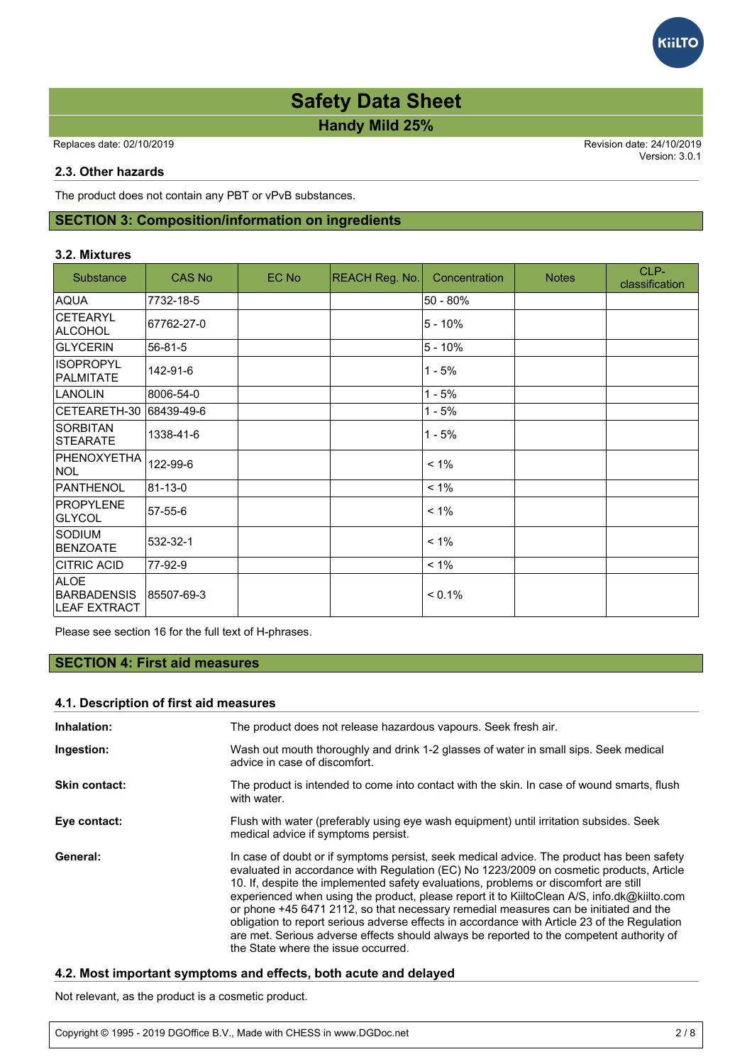### 2.3. Other hazards

The product does not contain any PBT or vPvB substances.

## SECTION 3: Composition/information on ingredients

### 3.2. Mixtures

| Substance | CAS No | EC No | REACH Reg. No. | Concentration | Notes | CLP-classification |
|---|---|---|---|---|---|---|
| AQUA | 7732-18-5 | | | 50 - 80% | | |
| CETEARYL ALCOHOL | 67762-27-0 | | | 5 - 10% | | |
| GLYCERIN | 56-81-5 | | | 5 - 10% | | |
| ISOPROPYL PALMITATE | 142-91-6 | | | 1 - 5% | | |
| LANOLIN | 8006-54-0 | | | 1 - 5% | | |
| CETEARETH-30 | 68439-49-6 | | | 1 - 5% | | |
| SORBITAN STEARATE | 1338-41-6 | | | 1 - 5% | | |
| PHENOXYETHANOL | 122-99-6 | | | < 1% | | |
| PANTHENOL | 81-13-0 | | | < 1% | | |
| PROPYLENE GLYCOL | 57-55-6 | | | < 1% | | |
| SODIUM BENZOATE | 532-32-1 | | | < 1% | | |
| CITRIC ACID | 77-92-9 | | | < 1% | | |
| ALOE BARBADENSIS LEAF EXTRACT | 85507-69-3 | | | < 0.1% | | |

Please see section 16 for the full text of H-phrases.

## SECTION 4: First aid measures

### 4.1. Description of first aid measures

**Inhalation:** The product does not release hazardous vapours. Seek fresh air.

**Ingestion:** Wash out mouth thoroughly and drink 1-2 glasses of water in small sips. Seek medical advice in case of discomfort.

**Skin contact:** The product is intended to come into contact with the skin. In case of wound smarts, flush with water.

**Eye contact:** Flush with water (preferably using eye wash equipment) until irritation subsides. Seek medical advice if symptoms persist.

**General:** In case of doubt or if symptoms persist, seek medical advice. The product has been safety evaluated in accordance with Regulation (EC) No 1223/2009 on cosmetic products, Article 10. If, despite the implemented safety evaluations, problems or discomfort are still experienced when using the product, please report it to KiiltoClean A/S, info.dk@kiilto.com or phone +45 6471 2112, so that necessary remedial measures can be initiated and the obligation to report serious adverse effects in accordance with Article 23 of the Regulation are met. Serious adverse effects should always be reported to the competent authority of the State where the issue occurred.

### 4.2. Most important symptoms and effects, both acute and delayed

Not relevant, as the product is a cosmetic product.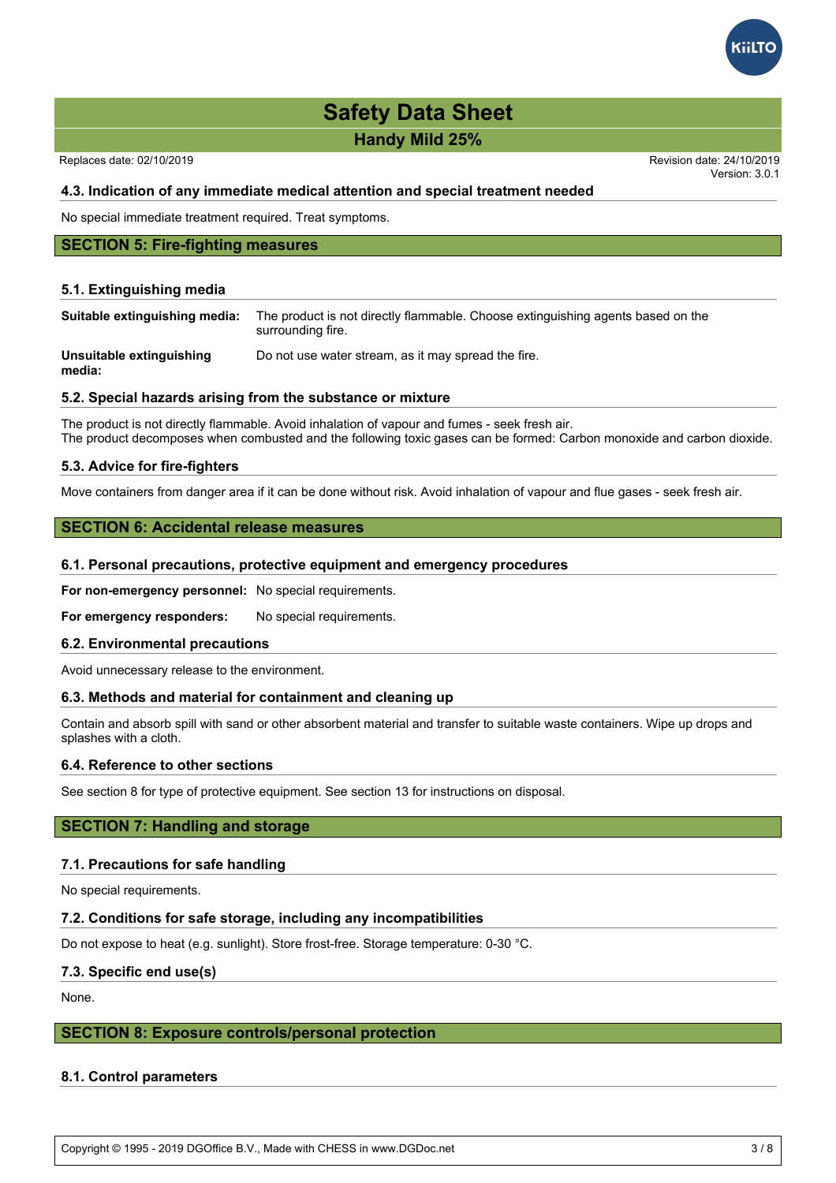### 4.3. Indication of any immediate medical attention and special treatment needed

No special immediate treatment required. Treat symptoms.

## SECTION 5: Fire-fighting measures

### 5.1. Extinguishing media

**Suitable extinguishing media:** The product is not directly flammable. Choose extinguishing agents based on the surrounding fire.

**Unsuitable extinguishing media:** Do not use water stream, as it may spread the fire.

### 5.2. Special hazards arising from the substance or mixture

The product is not directly flammable. Avoid inhalation of vapour and fumes - seek fresh air.
The product decomposes when combusted and the following toxic gases can be formed: Carbon monoxide and carbon dioxide.

### 5.3. Advice for fire-fighters

Move containers from danger area if it can be done without risk. Avoid inhalation of vapour and flue gases - seek fresh air.

## SECTION 6: Accidental release measures

### 6.1. Personal precautions, protective equipment and emergency procedures

**For non-emergency personnel:** No special requirements.

**For emergency responders:** No special requirements.

### 6.2. Environmental precautions

Avoid unnecessary release to the environment.

### 6.3. Methods and material for containment and cleaning up

Contain and absorb spill with sand or other absorbent material and transfer to suitable waste containers. Wipe up drops and splashes with a cloth.

### 6.4. Reference to other sections

See section 8 for type of protective equipment. See section 13 for instructions on disposal.

## SECTION 7: Handling and storage

### 7.1. Precautions for safe handling

No special requirements.

### 7.2. Conditions for safe storage, including any incompatibilities

Do not expose to heat (e.g. sunlight). Store frost-free. Storage temperature: 0-30 °C.

### 7.3. Specific end use(s)

None.

## SECTION 8: Exposure controls/personal protection

### 8.1. Control parameters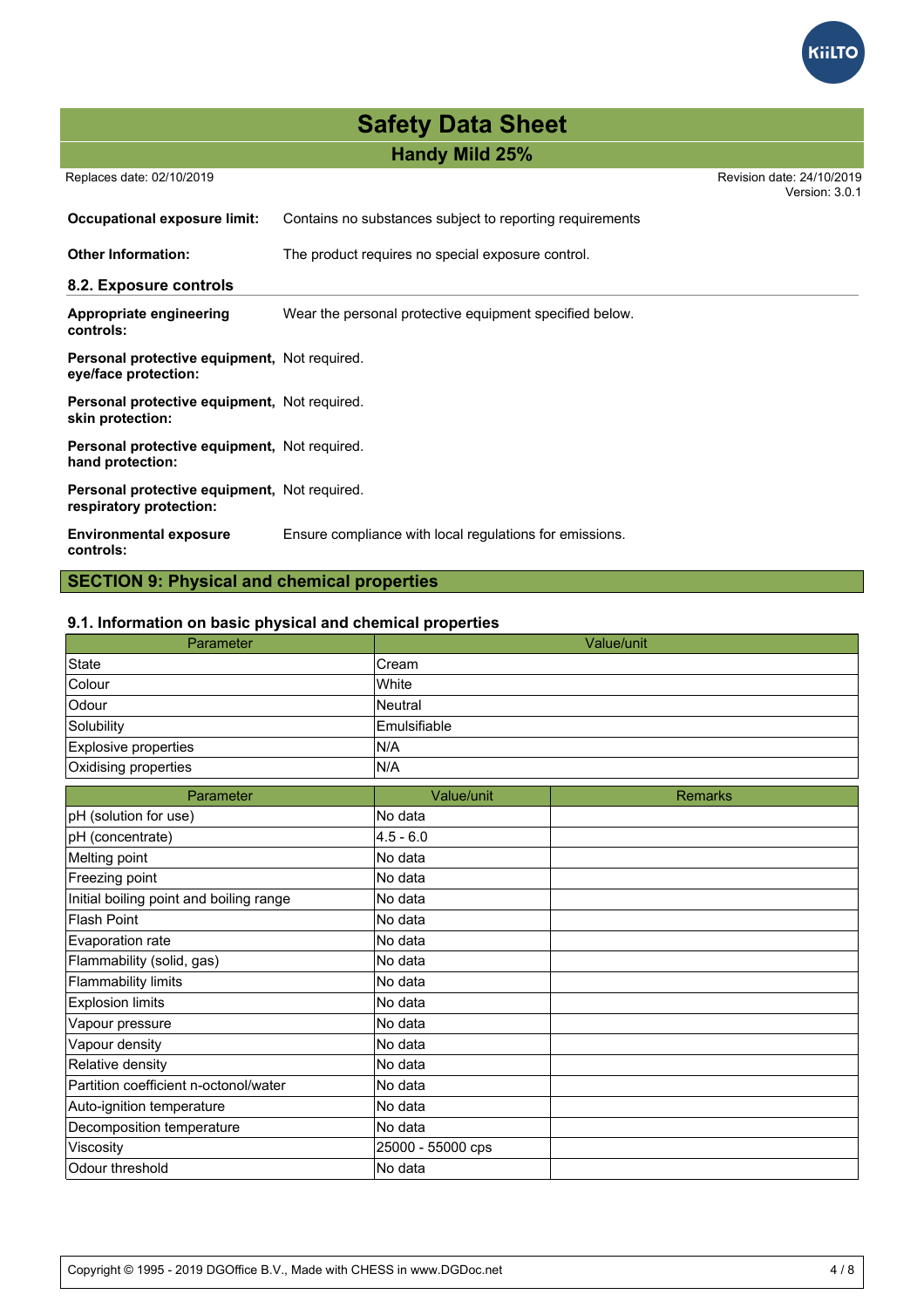**Occupational exposure limit:** Contains no substances subject to reporting requirements

**Other Information:** The product requires no special exposure control.

### 8.2. Exposure controls

**Appropriate engineering controls:** Wear the personal protective equipment specified below.

**Personal protective equipment, eye/face protection:** Not required.

**Personal protective equipment, skin protection:** Not required.

**Personal protective equipment, hand protection:** Not required.

**Personal protective equipment, respiratory protection:** Not required.

**Environmental exposure controls:** Ensure compliance with local regulations for emissions.

## SECTION 9: Physical and chemical properties

### 9.1. Information on basic physical and chemical properties

| Parameter | Value/unit |
|---|---|
| State | Cream |
| Colour | White |
| Odour | Neutral |
| Solubility | Emulsifiable |
| Explosive properties | N/A |
| Oxidising properties | N/A |

| Parameter | Value/unit | Remarks |
|---|---|---|
| pH (solution for use) | No data | |
| pH (concentrate) | 4.5 - 6.0 | |
| Melting point | No data | |
| Freezing point | No data | |
| Initial boiling point and boiling range | No data | |
| Flash Point | No data | |
| Evaporation rate | No data | |
| Flammability (solid, gas) | No data | |
| Flammability limits | No data | |
| Explosion limits | No data | |
| Vapour pressure | No data | |
| Vapour density | No data | |
| Relative density | No data | |
| Partition coefficient n-octonol/water | No data | |
| Auto-ignition temperature | No data | |
| Decomposition temperature | No data | |
| Viscosity | 25000 - 55000 cps | |
| Odour threshold | No data | |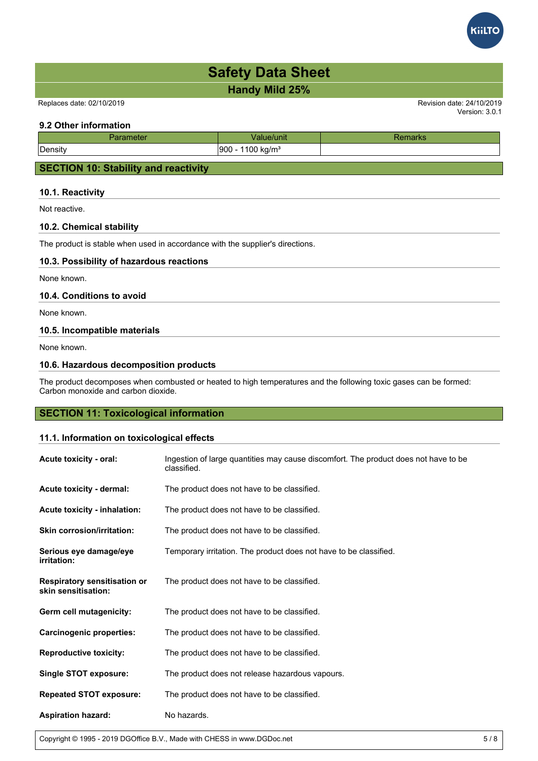### 9.2 Other information

| Parameter | Value/unit | Remarks |
|---|---|---|
| Density | 900 - 1100 kg/m³ | |

## SECTION 10: Stability and reactivity

### 10.1. Reactivity

Not reactive.

### 10.2. Chemical stability

The product is stable when used in accordance with the supplier's directions.

### 10.3. Possibility of hazardous reactions

None known.

### 10.4. Conditions to avoid

None known.

### 10.5. Incompatible materials

None known.

### 10.6. Hazardous decomposition products

The product decomposes when combusted or heated to high temperatures and the following toxic gases can be formed: Carbon monoxide and carbon dioxide.

## SECTION 11: Toxicological information

### 11.1. Information on toxicological effects

**Acute toxicity - oral:** Ingestion of large quantities may cause discomfort. The product does not have to be classified.

**Acute toxicity - dermal:** The product does not have to be classified.

**Acute toxicity - inhalation:** The product does not have to be classified.

**Skin corrosion/irritation:** The product does not have to be classified.

**Serious eye damage/eye irritation:** Temporary irritation. The product does not have to be classified.

**Respiratory sensitisation or skin sensitisation:** The product does not have to be classified.

**Germ cell mutagenicity:** The product does not have to be classified.

**Carcinogenic properties:** The product does not have to be classified.

**Reproductive toxicity:** The product does not have to be classified.

**Single STOT exposure:** The product does not release hazardous vapours.

**Repeated STOT exposure:** The product does not have to be classified.

**Aspiration hazard:** No hazards.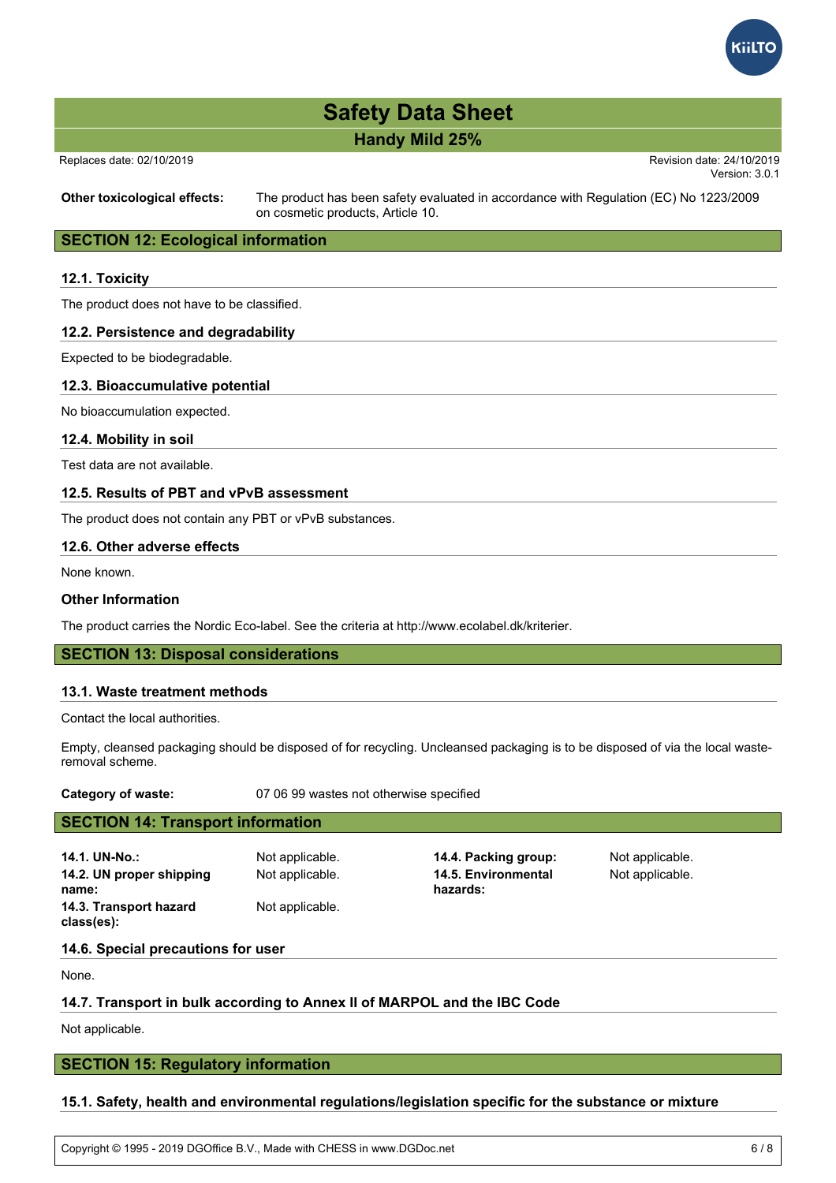**Other toxicological effects:** The product has been safety evaluated in accordance with Regulation (EC) No 1223/2009 on cosmetic products, Article 10.

## SECTION 12: Ecological information

### 12.1. Toxicity

The product does not have to be classified.

### 12.2. Persistence and degradability

Expected to be biodegradable.

### 12.3. Bioaccumulative potential

No bioaccumulation expected.

### 12.4. Mobility in soil

Test data are not available.

### 12.5. Results of PBT and vPvB assessment

The product does not contain any PBT or vPvB substances.

### 12.6. Other adverse effects

None known.

### Other Information

The product carries the Nordic Eco-label. See the criteria at http://www.ecolabel.dk/kriterier.

## SECTION 13: Disposal considerations

### 13.1. Waste treatment methods

Contact the local authorities.

Empty, cleansed packaging should be disposed of for recycling. Uncleansed packaging is to be disposed of via the local waste-removal scheme.

**Category of waste:** 07 06 99 wastes not otherwise specified

## SECTION 14: Transport information

**14.1. UN-No.:** Not applicable.

**14.2. UN proper shipping name:** Not applicable.

**14.3. Transport hazard class(es):** Not applicable.

**14.4. Packing group:** Not applicable.

**14.5. Environmental hazards:** Not applicable.

### 14.6. Special precautions for user

None.

### 14.7. Transport in bulk according to Annex II of MARPOL and the IBC Code

Not applicable.

## SECTION 15: Regulatory information

### 15.1. Safety, health and environmental regulations/legislation specific for the substance or mixture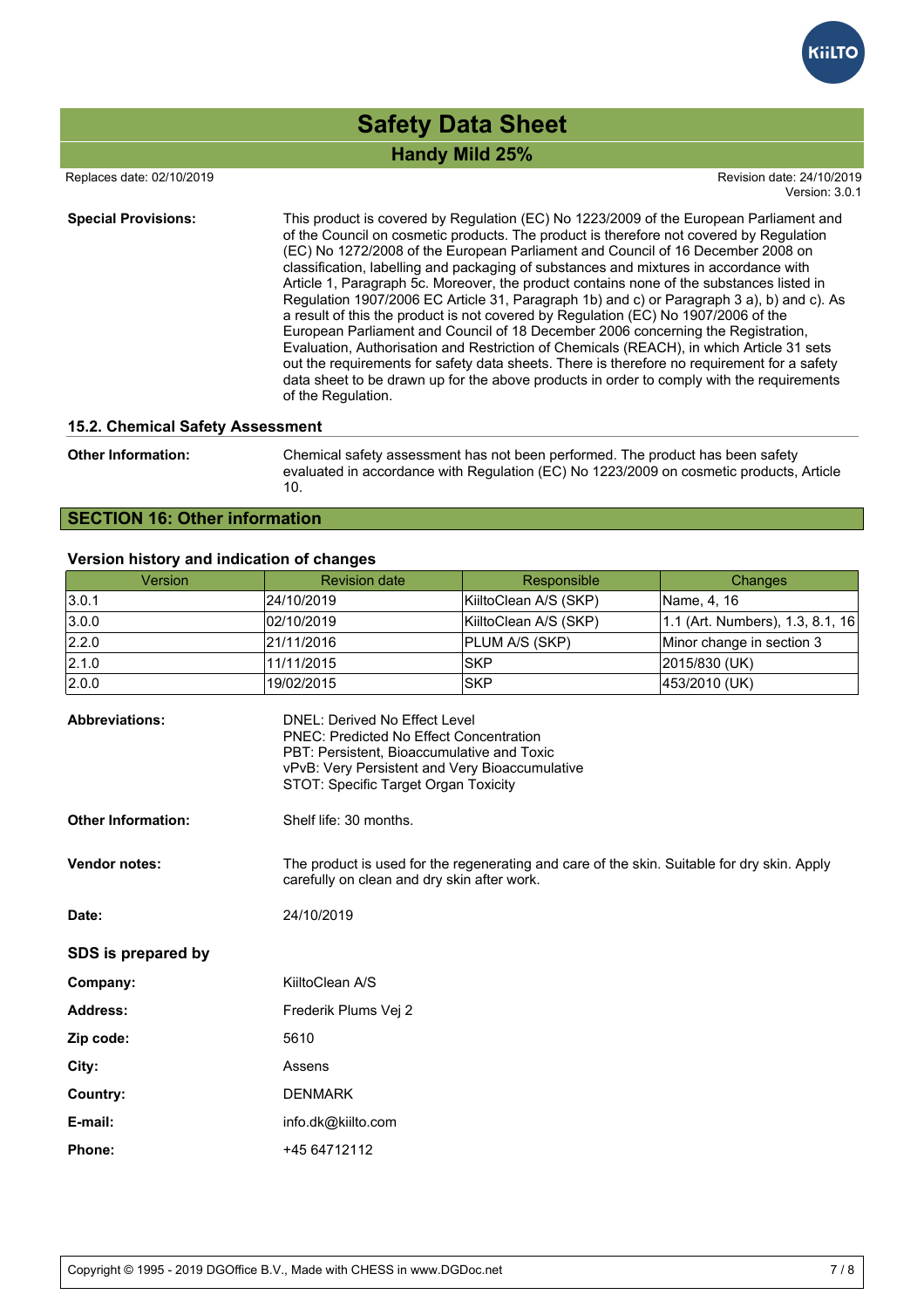**Special Provisions:** This product is covered by Regulation (EC) No 1223/2009 of the European Parliament and of the Council on cosmetic products. The product is therefore not covered by Regulation (EC) No 1272/2008 of the European Parliament and Council of 16 December 2008 on classification, labelling and packaging of substances and mixtures in accordance with Article 1, Paragraph 5c. Moreover, the product contains none of the substances listed in Regulation 1907/2006 EC Article 31, Paragraph 1b) and c) or Paragraph 3 a), b) and c). As a result of this the product is not covered by Regulation (EC) No 1907/2006 of the European Parliament and Council of 18 December 2006 concerning the Registration, Evaluation, Authorisation and Restriction of Chemicals (REACH), in which Article 31 sets out the requirements for safety data sheets. There is therefore no requirement for a safety data sheet to be drawn up for the above products in order to comply with the requirements of the Regulation.

### 15.2. Chemical Safety Assessment

**Other Information:** Chemical safety assessment has not been performed. The product has been safety evaluated in accordance with Regulation (EC) No 1223/2009 on cosmetic products, Article 10.

## SECTION 16: Other information

### Version history and indication of changes

| Version | Revision date | Responsible | Changes |
|---|---|---|---|
| 3.0.1 | 24/10/2019 | KiiltoClean A/S (SKP) | Name, 4, 16 |
| 3.0.0 | 02/10/2019 | KiiltoClean A/S (SKP) | 1.1 (Art. Numbers), 1.3, 8.1, 16 |
| 2.2.0 | 21/11/2016 | PLUM A/S (SKP) | Minor change in section 3 |
| 2.1.0 | 11/11/2015 | SKP | 2015/830 (UK) |
| 2.0.0 | 19/02/2015 | SKP | 453/2010 (UK) |

**Abbreviations:**
DNEL: Derived No Effect Level
PNEC: Predicted No Effect Concentration
PBT: Persistent, Bioaccumulative and Toxic
vPvB: Very Persistent and Very Bioaccumulative
STOT: Specific Target Organ Toxicity

**Other Information:** Shelf life: 30 months.

**Vendor notes:** The product is used for the regenerating and care of the skin. Suitable for dry skin. Apply carefully on clean and dry skin after work.

**Date:** 24/10/2019

### SDS is prepared by

**Company:** KiiltoClean A/S

**Address:** Frederik Plums Vej 2

**Zip code:** 5610

**City:** Assens

**Country:** DENMARK

**E-mail:** info.dk@kiilto.com

**Phone:** +45 64712112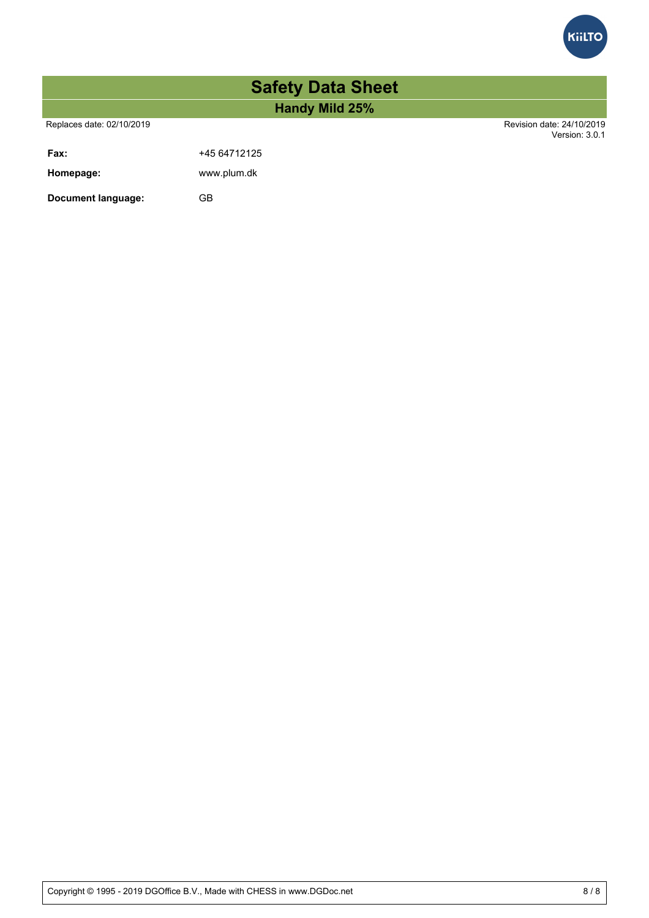| | |
|---|---|
| **Fax:** | +45 64712125 |
| **Homepage:** | www.plum.dk |
| **Document language:** | GB |